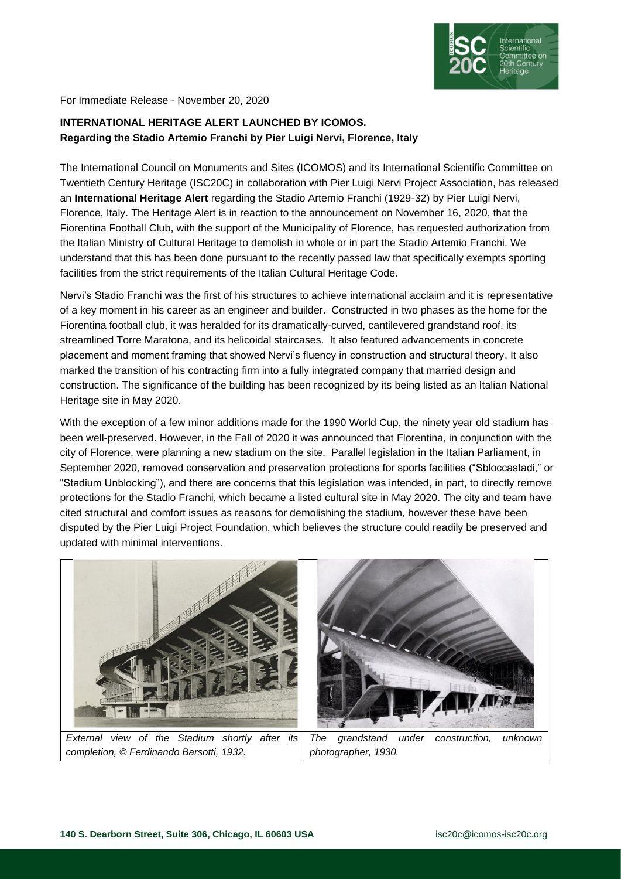For Immediate Release - November 20, 2020

**INTERNATIONAL HERITAGE ALERT LAUNCHED BY ICOMOS.**
**Regarding the Stadio Artemio Franchi by Pier Luigi Nervi, Florence, Italy**

The International Council on Monuments and Sites (ICOMOS) and its International Scientific Committee on Twentieth Century Heritage (ISC20C) in collaboration with Pier Luigi Nervi Project Association, has released an **International Heritage Alert** regarding the Stadio Artemio Franchi (1929-32) by Pier Luigi Nervi, Florence, Italy. The Heritage Alert is in reaction to the announcement on November 16, 2020, that the Fiorentina Football Club, with the support of the Municipality of Florence, has requested authorization from the Italian Ministry of Cultural Heritage to demolish in whole or in part the Stadio Artemio Franchi. We understand that this has been done pursuant to the recently passed law that specifically exempts sporting facilities from the strict requirements of the Italian Cultural Heritage Code.

Nervi's Stadio Franchi was the first of his structures to achieve international acclaim and it is representative of a key moment in his career as an engineer and builder. Constructed in two phases as the home for the Fiorentina football club, it was heralded for its dramatically-curved, cantilevered grandstand roof, its streamlined Torre Maratona, and its helicoidal staircases. It also featured advancements in concrete placement and moment framing that showed Nervi's fluency in construction and structural theory. It also marked the transition of his contracting firm into a fully integrated company that married design and construction. The significance of the building has been recognized by its being listed as an Italian National Heritage site in May 2020.

With the exception of a few minor additions made for the 1990 World Cup, the ninety year old stadium has been well-preserved. However, in the Fall of 2020 it was announced that Florentina, in conjunction with the city of Florence, were planning a new stadium on the site. Parallel legislation in the Italian Parliament, in September 2020, removed conservation and preservation protections for sports facilities ("Sbloccastadi," or "Stadium Unblocking"), and there are concerns that this legislation was intended, in part, to directly remove protections for the Stadio Franchi, which became a listed cultural site in May 2020. The city and team have cited structural and comfort issues as reasons for demolishing the stadium, however these have been disputed by the Pier Luigi Project Foundation, which believes the structure could readily be preserved and updated with minimal interventions.

*External view of the Stadium shortly after its completion, © Ferdinando Barsotti, 1932.*

*The grandstand under construction, unknown photographer, 1930.*

**140 S. Dearborn Street, Suite 306, Chicago, IL 60603 USA** isc20c@icomos-isc20c.org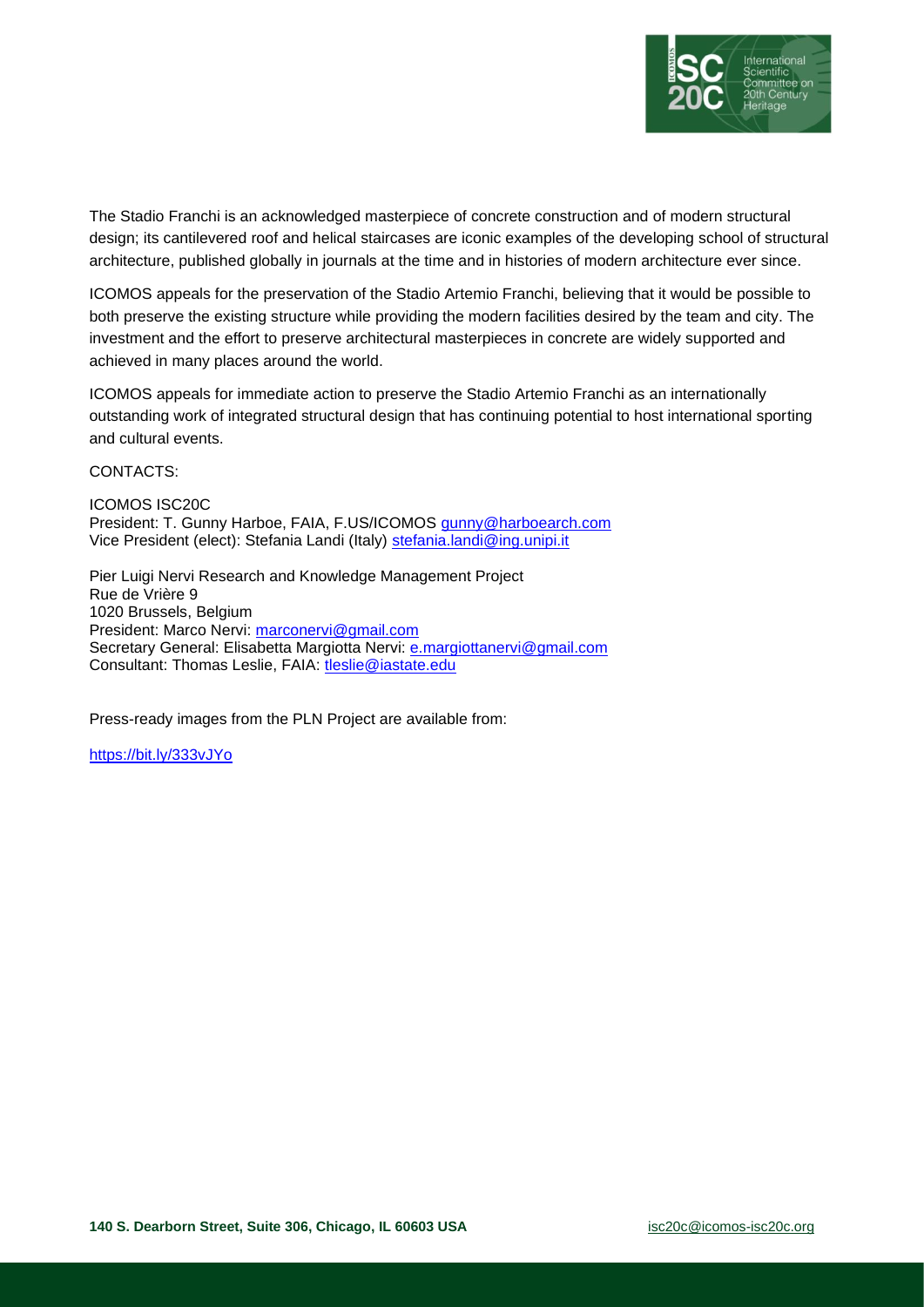The Stadio Franchi is an acknowledged masterpiece of concrete construction and of modern structural design; its cantilevered roof and helical staircases are iconic examples of the developing school of structural architecture, published globally in journals at the time and in histories of modern architecture ever since.

ICOMOS appeals for the preservation of the Stadio Artemio Franchi, believing that it would be possible to both preserve the existing structure while providing the modern facilities desired by the team and city. The investment and the effort to preserve architectural masterpieces in concrete are widely supported and achieved in many places around the world.

ICOMOS appeals for immediate action to preserve the Stadio Artemio Franchi as an internationally outstanding work of integrated structural design that has continuing potential to host international sporting and cultural events.

CONTACTS:

ICOMOS ISC20C
President: T. Gunny Harboe, FAIA, F.US/ICOMOS gunny@harboearch.com
Vice President (elect): Stefania Landi (Italy) stefania.landi@ing.unipi.it

Pier Luigi Nervi Research and Knowledge Management Project
Rue de Vrière 9
1020 Brussels, Belgium
President: Marco Nervi: marconervi@gmail.com
Secretary General: Elisabetta Margiotta Nervi: e.margiottanervi@gmail.com
Consultant: Thomas Leslie, FAIA: tleslie@iastate.edu

Press-ready images from the PLN Project are available from:

https://bit.ly/333vJYo